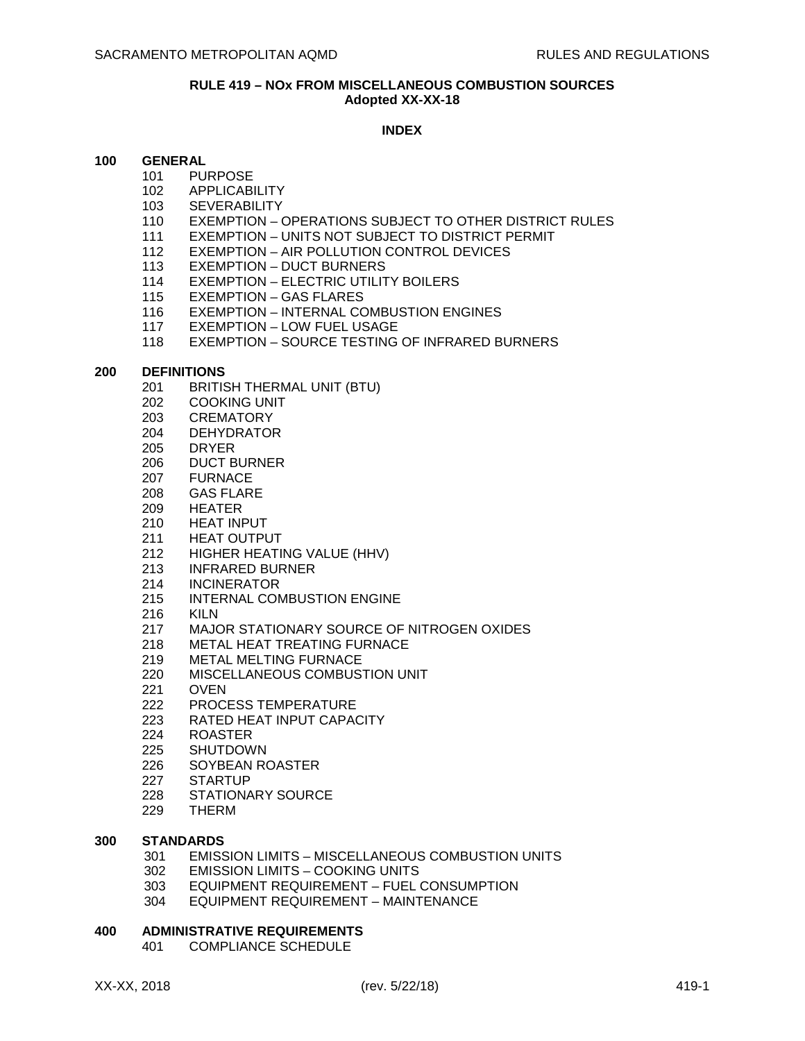**RULE 419 – NOx FROM MISCELLANEOUS COMBUSTION SOURCES**
**Adopted XX-XX-18**

**INDEX**

**100 GENERAL**

- 101 PURPOSE
- 102 APPLICABILITY
- 103 SEVERABILITY
- 110 EXEMPTION – OPERATIONS SUBJECT TO OTHER DISTRICT RULES
- 111 EXEMPTION – UNITS NOT SUBJECT TO DISTRICT PERMIT
- 112 EXEMPTION – AIR POLLUTION CONTROL DEVICES
- 113 EXEMPTION – DUCT BURNERS
- 114 EXEMPTION – ELECTRIC UTILITY BOILERS
- 115 EXEMPTION – GAS FLARES
- 116 EXEMPTION – INTERNAL COMBUSTION ENGINES
- 117 EXEMPTION – LOW FUEL USAGE
- 118 EXEMPTION – SOURCE TESTING OF INFRARED BURNERS

**200 DEFINITIONS**

- 201 BRITISH THERMAL UNIT (BTU)
- 202 COOKING UNIT
- 203 CREMATORY
- 204 DEHYDRATOR
- 205 DRYER
- 206 DUCT BURNER
- 207 FURNACE
- 208 GAS FLARE
- 209 HEATER
- 210 HEAT INPUT
- 211 HEAT OUTPUT
- 212 HIGHER HEATING VALUE (HHV)
- 213 INFRARED BURNER
- 214 INCINERATOR
- 215 INTERNAL COMBUSTION ENGINE
- 216 KILN
- 217 MAJOR STATIONARY SOURCE OF NITROGEN OXIDES
- 218 METAL HEAT TREATING FURNACE
- 219 METAL MELTING FURNACE
- 220 MISCELLANEOUS COMBUSTION UNIT
- 221 OVEN
- 222 PROCESS TEMPERATURE
- 223 RATED HEAT INPUT CAPACITY
- 224 ROASTER
- 225 SHUTDOWN
- 226 SOYBEAN ROASTER
- 227 STARTUP
- 228 STATIONARY SOURCE
- 229 THERM

**300 STANDARDS**

- 301 EMISSION LIMITS – MISCELLANEOUS COMBUSTION UNITS
- 302 EMISSION LIMITS – COOKING UNITS
- 303 EQUIPMENT REQUIREMENT – FUEL CONSUMPTION
- 304 EQUIPMENT REQUIREMENT – MAINTENANCE

**400 ADMINISTRATIVE REQUIREMENTS**

- 401 COMPLIANCE SCHEDULE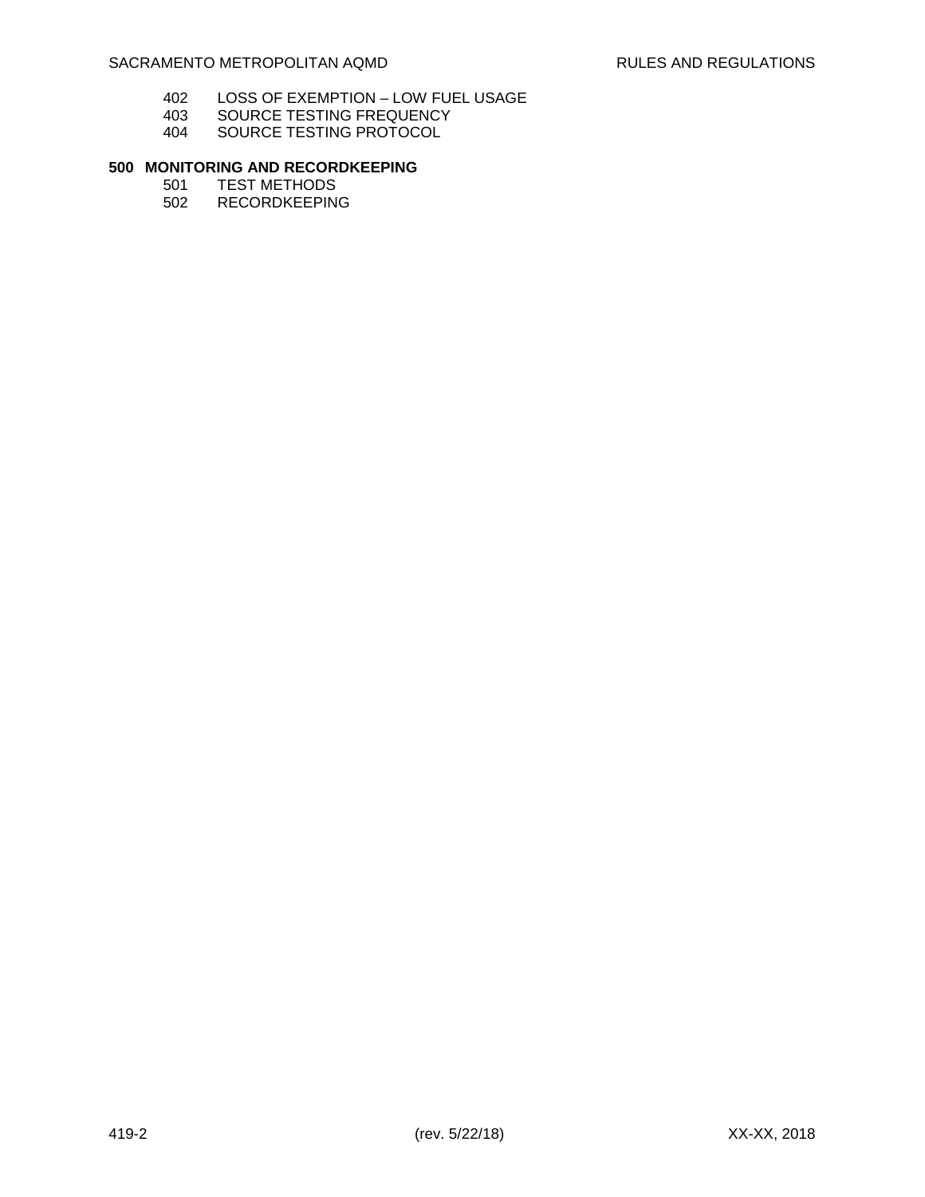402 LOSS OF EXEMPTION – LOW FUEL USAGE
403 SOURCE TESTING FREQUENCY
404 SOURCE TESTING PROTOCOL

**500 MONITORING AND RECORDKEEPING**

501 TEST METHODS
502 RECORDKEEPING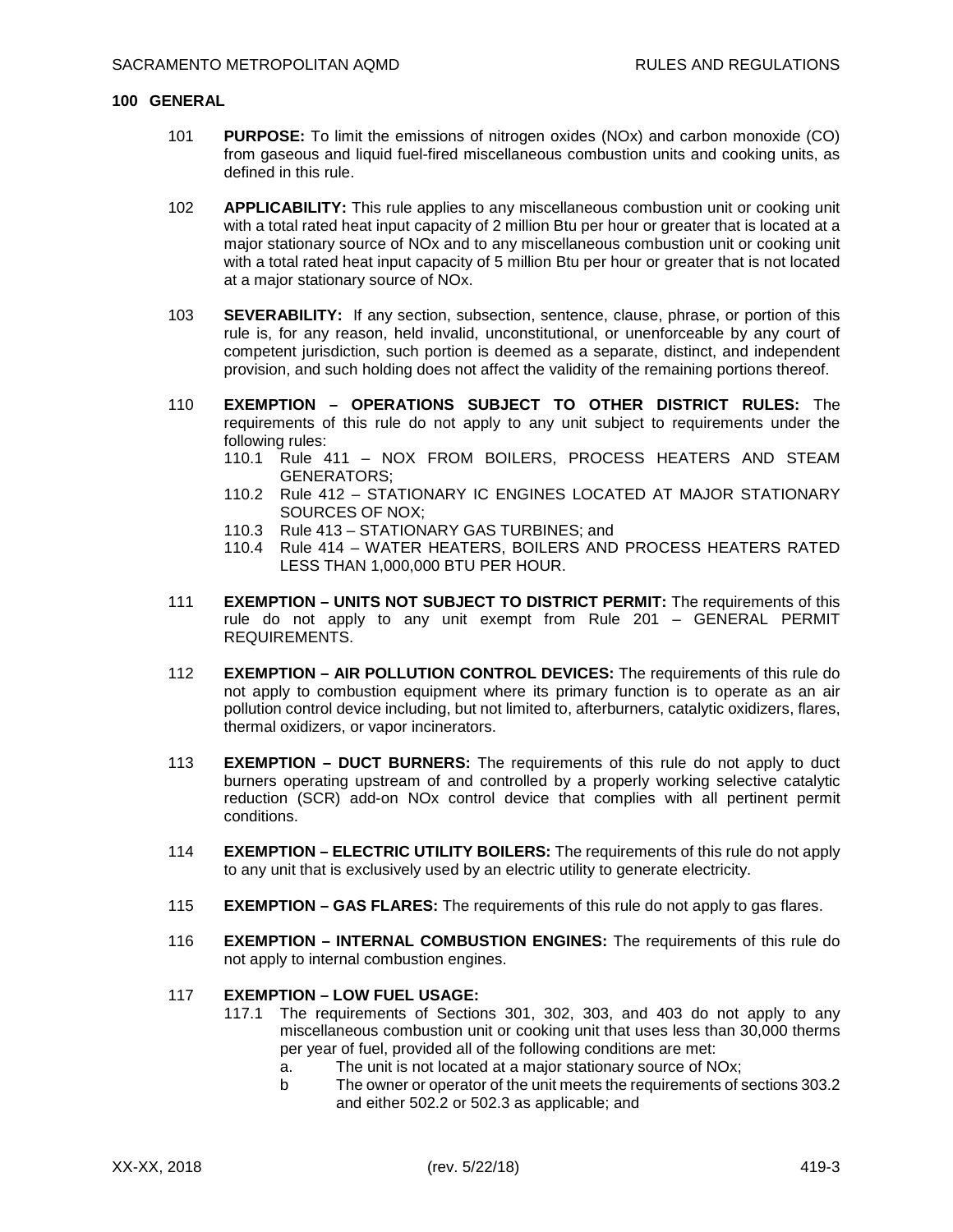## 100 GENERAL

101 **PURPOSE:** To limit the emissions of nitrogen oxides (NOx) and carbon monoxide (CO) from gaseous and liquid fuel-fired miscellaneous combustion units and cooking units, as defined in this rule.

102 **APPLICABILITY:** This rule applies to any miscellaneous combustion unit or cooking unit with a total rated heat input capacity of 2 million Btu per hour or greater that is located at a major stationary source of NOx and to any miscellaneous combustion unit or cooking unit with a total rated heat input capacity of 5 million Btu per hour or greater that is not located at a major stationary source of NOx.

103 **SEVERABILITY:** If any section, subsection, sentence, clause, phrase, or portion of this rule is, for any reason, held invalid, unconstitutional, or unenforceable by any court of competent jurisdiction, such portion is deemed as a separate, distinct, and independent provision, and such holding does not affect the validity of the remaining portions thereof.

110 **EXEMPTION – OPERATIONS SUBJECT TO OTHER DISTRICT RULES:** The requirements of this rule do not apply to any unit subject to requirements under the following rules:

- 110.1 Rule 411 – NOX FROM BOILERS, PROCESS HEATERS AND STEAM GENERATORS;
- 110.2 Rule 412 – STATIONARY IC ENGINES LOCATED AT MAJOR STATIONARY SOURCES OF NOX;
- 110.3 Rule 413 – STATIONARY GAS TURBINES; and
- 110.4 Rule 414 – WATER HEATERS, BOILERS AND PROCESS HEATERS RATED LESS THAN 1,000,000 BTU PER HOUR.

111 **EXEMPTION – UNITS NOT SUBJECT TO DISTRICT PERMIT:** The requirements of this rule do not apply to any unit exempt from Rule 201 – GENERAL PERMIT REQUIREMENTS.

112 **EXEMPTION – AIR POLLUTION CONTROL DEVICES:** The requirements of this rule do not apply to combustion equipment where its primary function is to operate as an air pollution control device including, but not limited to, afterburners, catalytic oxidizers, flares, thermal oxidizers, or vapor incinerators.

113 **EXEMPTION – DUCT BURNERS:** The requirements of this rule do not apply to duct burners operating upstream of and controlled by a properly working selective catalytic reduction (SCR) add-on NOx control device that complies with all pertinent permit conditions.

114 **EXEMPTION – ELECTRIC UTILITY BOILERS:** The requirements of this rule do not apply to any unit that is exclusively used by an electric utility to generate electricity.

115 **EXEMPTION – GAS FLARES:** The requirements of this rule do not apply to gas flares.

116 **EXEMPTION – INTERNAL COMBUSTION ENGINES:** The requirements of this rule do not apply to internal combustion engines.

117 **EXEMPTION – LOW FUEL USAGE:**

117.1 The requirements of Sections 301, 302, 303, and 403 do not apply to any miscellaneous combustion unit or cooking unit that uses less than 30,000 therms per year of fuel, provided all of the following conditions are met:

- a. The unit is not located at a major stationary source of NOx;
- b The owner or operator of the unit meets the requirements of sections 303.2 and either 502.2 or 502.3 as applicable; and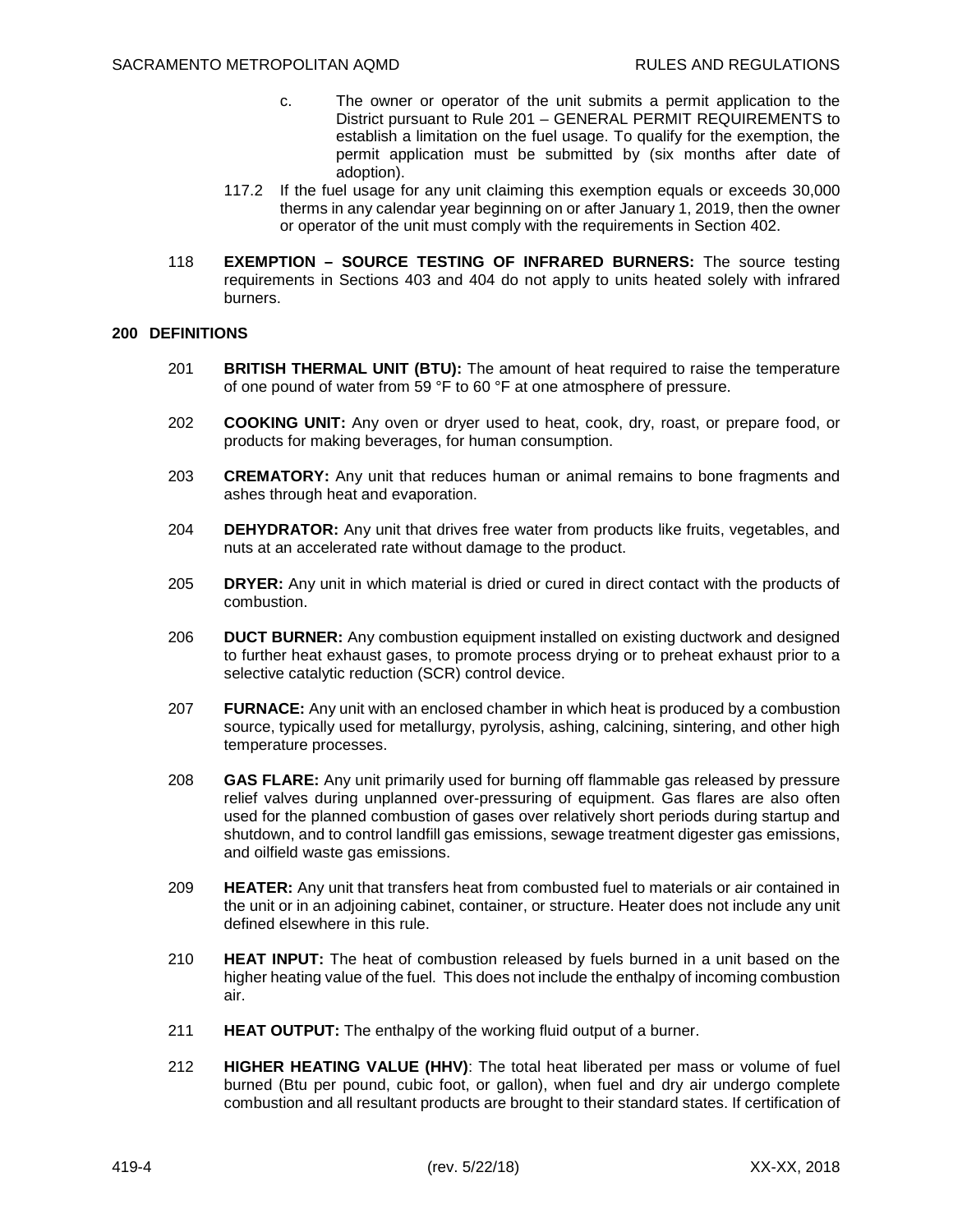c. The owner or operator of the unit submits a permit application to the District pursuant to Rule 201 – GENERAL PERMIT REQUIREMENTS to establish a limitation on the fuel usage. To qualify for the exemption, the permit application must be submitted by (six months after date of adoption).

117.2 If the fuel usage for any unit claiming this exemption equals or exceeds 30,000 therms in any calendar year beginning on or after January 1, 2019, then the owner or operator of the unit must comply with the requirements in Section 402.

118 **EXEMPTION – SOURCE TESTING OF INFRARED BURNERS:** The source testing requirements in Sections 403 and 404 do not apply to units heated solely with infrared burners.

## 200 DEFINITIONS

201 **BRITISH THERMAL UNIT (BTU):** The amount of heat required to raise the temperature of one pound of water from 59 °F to 60 °F at one atmosphere of pressure.

202 **COOKING UNIT:** Any oven or dryer used to heat, cook, dry, roast, or prepare food, or products for making beverages, for human consumption.

203 **CREMATORY:** Any unit that reduces human or animal remains to bone fragments and ashes through heat and evaporation.

204 **DEHYDRATOR:** Any unit that drives free water from products like fruits, vegetables, and nuts at an accelerated rate without damage to the product.

205 **DRYER:** Any unit in which material is dried or cured in direct contact with the products of combustion.

206 **DUCT BURNER:** Any combustion equipment installed on existing ductwork and designed to further heat exhaust gases, to promote process drying or to preheat exhaust prior to a selective catalytic reduction (SCR) control device.

207 **FURNACE:** Any unit with an enclosed chamber in which heat is produced by a combustion source, typically used for metallurgy, pyrolysis, ashing, calcining, sintering, and other high temperature processes.

208 **GAS FLARE:** Any unit primarily used for burning off flammable gas released by pressure relief valves during unplanned over-pressuring of equipment. Gas flares are also often used for the planned combustion of gases over relatively short periods during startup and shutdown, and to control landfill gas emissions, sewage treatment digester gas emissions, and oilfield waste gas emissions.

209 **HEATER:** Any unit that transfers heat from combusted fuel to materials or air contained in the unit or in an adjoining cabinet, container, or structure. Heater does not include any unit defined elsewhere in this rule.

210 **HEAT INPUT:** The heat of combustion released by fuels burned in a unit based on the higher heating value of the fuel. This does not include the enthalpy of incoming combustion air.

211 **HEAT OUTPUT:** The enthalpy of the working fluid output of a burner.

212 **HIGHER HEATING VALUE (HHV)**: The total heat liberated per mass or volume of fuel burned (Btu per pound, cubic foot, or gallon), when fuel and dry air undergo complete combustion and all resultant products are brought to their standard states. If certification of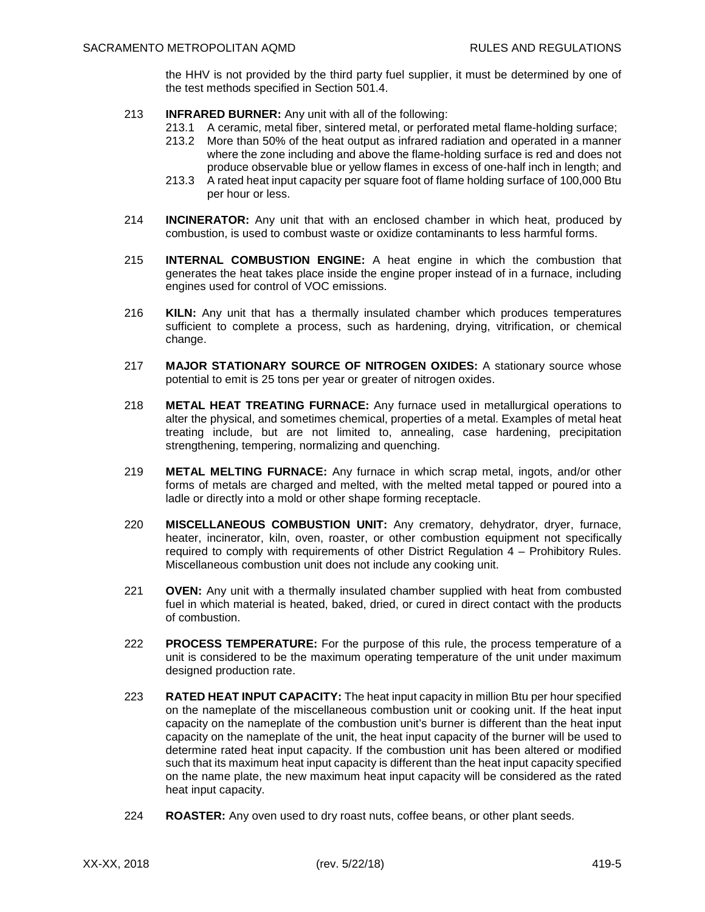the HHV is not provided by the third party fuel supplier, it must be determined by one of the test methods specified in Section 501.4.

213 **INFRARED BURNER:** Any unit with all of the following:

213.1 A ceramic, metal fiber, sintered metal, or perforated metal flame-holding surface;

213.2 More than 50% of the heat output as infrared radiation and operated in a manner where the zone including and above the flame-holding surface is red and does not produce observable blue or yellow flames in excess of one-half inch in length; and

213.3 A rated heat input capacity per square foot of flame holding surface of 100,000 Btu per hour or less.

214 **INCINERATOR:** Any unit that with an enclosed chamber in which heat, produced by combustion, is used to combust waste or oxidize contaminants to less harmful forms.

215 **INTERNAL COMBUSTION ENGINE:** A heat engine in which the combustion that generates the heat takes place inside the engine proper instead of in a furnace, including engines used for control of VOC emissions.

216 **KILN:** Any unit that has a thermally insulated chamber which produces temperatures sufficient to complete a process, such as hardening, drying, vitrification, or chemical change.

217 **MAJOR STATIONARY SOURCE OF NITROGEN OXIDES:** A stationary source whose potential to emit is 25 tons per year or greater of nitrogen oxides.

218 **METAL HEAT TREATING FURNACE:** Any furnace used in metallurgical operations to alter the physical, and sometimes chemical, properties of a metal. Examples of metal heat treating include, but are not limited to, annealing, case hardening, precipitation strengthening, tempering, normalizing and quenching.

219 **METAL MELTING FURNACE:** Any furnace in which scrap metal, ingots, and/or other forms of metals are charged and melted, with the melted metal tapped or poured into a ladle or directly into a mold or other shape forming receptacle.

220 **MISCELLANEOUS COMBUSTION UNIT:** Any crematory, dehydrator, dryer, furnace, heater, incinerator, kiln, oven, roaster, or other combustion equipment not specifically required to comply with requirements of other District Regulation 4 – Prohibitory Rules. Miscellaneous combustion unit does not include any cooking unit.

221 **OVEN:** Any unit with a thermally insulated chamber supplied with heat from combusted fuel in which material is heated, baked, dried, or cured in direct contact with the products of combustion.

222 **PROCESS TEMPERATURE:** For the purpose of this rule, the process temperature of a unit is considered to be the maximum operating temperature of the unit under maximum designed production rate.

223 **RATED HEAT INPUT CAPACITY:** The heat input capacity in million Btu per hour specified on the nameplate of the miscellaneous combustion unit or cooking unit. If the heat input capacity on the nameplate of the combustion unit's burner is different than the heat input capacity on the nameplate of the unit, the heat input capacity of the burner will be used to determine rated heat input capacity. If the combustion unit has been altered or modified such that its maximum heat input capacity is different than the heat input capacity specified on the name plate, the new maximum heat input capacity will be considered as the rated heat input capacity.

224 **ROASTER:** Any oven used to dry roast nuts, coffee beans, or other plant seeds.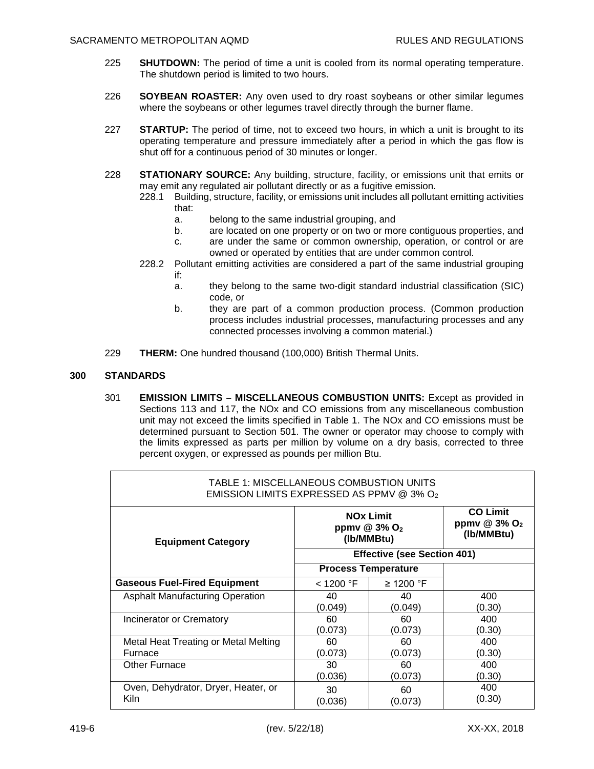225 **SHUTDOWN:** The period of time a unit is cooled from its normal operating temperature. The shutdown period is limited to two hours.

226 **SOYBEAN ROASTER:** Any oven used to dry roast soybeans or other similar legumes where the soybeans or other legumes travel directly through the burner flame.

227 **STARTUP:** The period of time, not to exceed two hours, in which a unit is brought to its operating temperature and pressure immediately after a period in which the gas flow is shut off for a continuous period of 30 minutes or longer.

228 **STATIONARY SOURCE:** Any building, structure, facility, or emissions unit that emits or may emit any regulated air pollutant directly or as a fugitive emission.

228.1 Building, structure, facility, or emissions unit includes all pollutant emitting activities that:

a. belong to the same industrial grouping, and
b. are located on one property or on two or more contiguous properties, and
c. are under the same or common ownership, operation, or control or are owned or operated by entities that are under common control.

228.2 Pollutant emitting activities are considered a part of the same industrial grouping if:

a. they belong to the same two-digit standard industrial classification (SIC) code, or
b. they are part of a common production process. (Common production process includes industrial processes, manufacturing processes and any connected processes involving a common material.)

229 **THERM:** One hundred thousand (100,000) British Thermal Units.

## 300 STANDARDS

301 **EMISSION LIMITS – MISCELLANEOUS COMBUSTION UNITS:** Except as provided in Sections 113 and 117, the NOx and CO emissions from any miscellaneous combustion unit may not exceed the limits specified in Table 1. The NOx and CO emissions must be determined pursuant to Section 501. The owner or operator may choose to comply with the limits expressed as parts per million by volume on a dry basis, corrected to three percent oxygen, or expressed as pounds per million Btu.

TABLE 1: MISCELLANEOUS COMBUSTION UNITS
EMISSION LIMITS EXPRESSED AS PPMV @ 3% $O_2$

| Equipment Category | NOx Limit ppmv @ 3% $O_2$ (lb/MMBtu) | | CO Limit ppmv @ 3% $O_2$ (lb/MMBtu) |
|---|---|---|---|
| | Effective (see Section 401) | | |
| | Process Temperature | | |
| **Gaseous Fuel-Fired Equipment** | < 1200 °F | ≥ 1200 °F | |
| Asphalt Manufacturing Operation | 40 (0.049) | 40 (0.049) | 400 (0.30) |
| Incinerator or Crematory | 60 (0.073) | 60 (0.073) | 400 (0.30) |
| Metal Heat Treating or Metal Melting Furnace | 60 (0.073) | 60 (0.073) | 400 (0.30) |
| Other Furnace | 30 (0.036) | 60 (0.073) | 400 (0.30) |
| Oven, Dehydrator, Dryer, Heater, or Kiln | 30 (0.036) | 60 (0.073) | 400 (0.30) |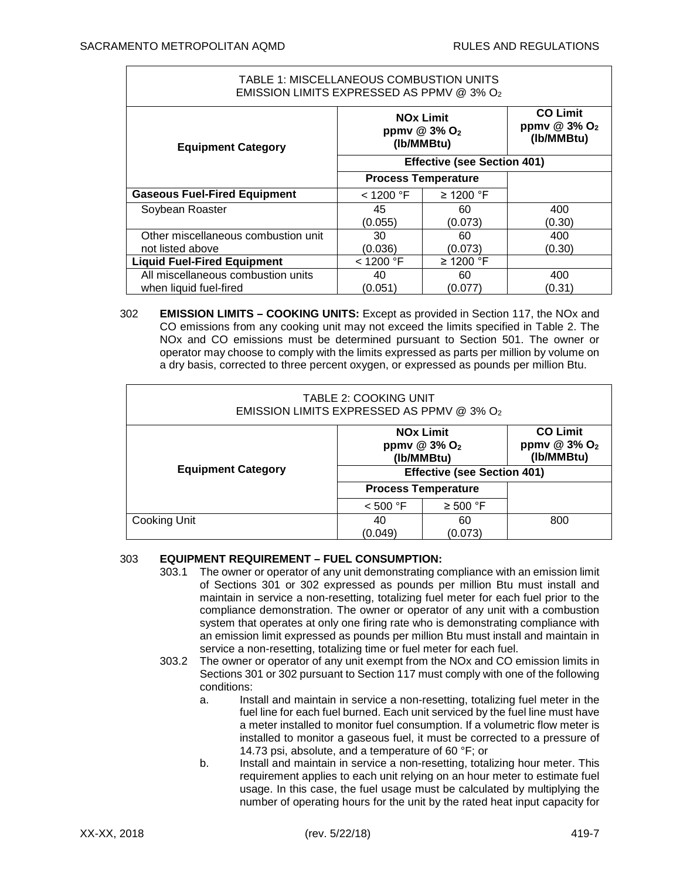| TABLE 1: MISCELLANEOUS COMBUSTION UNITS EMISSION LIMITS EXPRESSED AS PPMV @ 3% $O_2$ | | | |
|---|---|---|---|
| **Equipment Category** | **NOx Limit ppmv @ 3% $O_2$ (lb/MMBtu)** | | **CO Limit ppmv @ 3% $O_2$ (lb/MMBtu)** |
| | **Effective (see Section 401)** | | |
| | **Process Temperature** | | |
| **Gaseous Fuel-Fired Equipment** | < 1200 °F | ≥ 1200 °F | |
| Soybean Roaster | 45 (0.055) | 60 (0.073) | 400 (0.30) |
| Other miscellaneous combustion unit not listed above | 30 (0.036) | 60 (0.073) | 400 (0.30) |
| **Liquid Fuel-Fired Equipment** | < 1200 °F | ≥ 1200 °F | |
| All miscellaneous combustion units when liquid fuel-fired | 40 (0.051) | 60 (0.077) | 400 (0.31) |

302 **EMISSION LIMITS – COOKING UNITS:** Except as provided in Section 117, the NOx and CO emissions from any cooking unit may not exceed the limits specified in Table 2. The NOx and CO emissions must be determined pursuant to Section 501. The owner or operator may choose to comply with the limits expressed as parts per million by volume on a dry basis, corrected to three percent oxygen, or expressed as pounds per million Btu.

| TABLE 2: COOKING UNIT EMISSION LIMITS EXPRESSED AS PPMV @ 3% $O_2$ | | | |
|---|---|---|---|
| **Equipment Category** | **NOx Limit ppmv @ 3% $O_2$ (lb/MMBtu)** | | **CO Limit ppmv @ 3% $O_2$ (lb/MMBtu)** |
| | **Effective (see Section 401)** | | |
| | **Process Temperature** | | |
| | < 500 °F | ≥ 500 °F | |
| Cooking Unit | 40 (0.049) | 60 (0.073) | 800 |

303 **EQUIPMENT REQUIREMENT – FUEL CONSUMPTION:**

303.1 The owner or operator of any unit demonstrating compliance with an emission limit of Sections 301 or 302 expressed as pounds per million Btu must install and maintain in service a non-resetting, totalizing fuel meter for each fuel prior to the compliance demonstration. The owner or operator of any unit with a combustion system that operates at only one firing rate who is demonstrating compliance with an emission limit expressed as pounds per million Btu must install and maintain in service a non-resetting, totalizing time or fuel meter for each fuel.

303.2 The owner or operator of any unit exempt from the NOx and CO emission limits in Sections 301 or 302 pursuant to Section 117 must comply with one of the following conditions:

a. Install and maintain in service a non-resetting, totalizing fuel meter in the fuel line for each fuel burned. Each unit serviced by the fuel line must have a meter installed to monitor fuel consumption. If a volumetric flow meter is installed to monitor a gaseous fuel, it must be corrected to a pressure of 14.73 psi, absolute, and a temperature of 60 °F; or

b. Install and maintain in service a non-resetting, totalizing hour meter. This requirement applies to each unit relying on an hour meter to estimate fuel usage. In this case, the fuel usage must be calculated by multiplying the number of operating hours for the unit by the rated heat input capacity for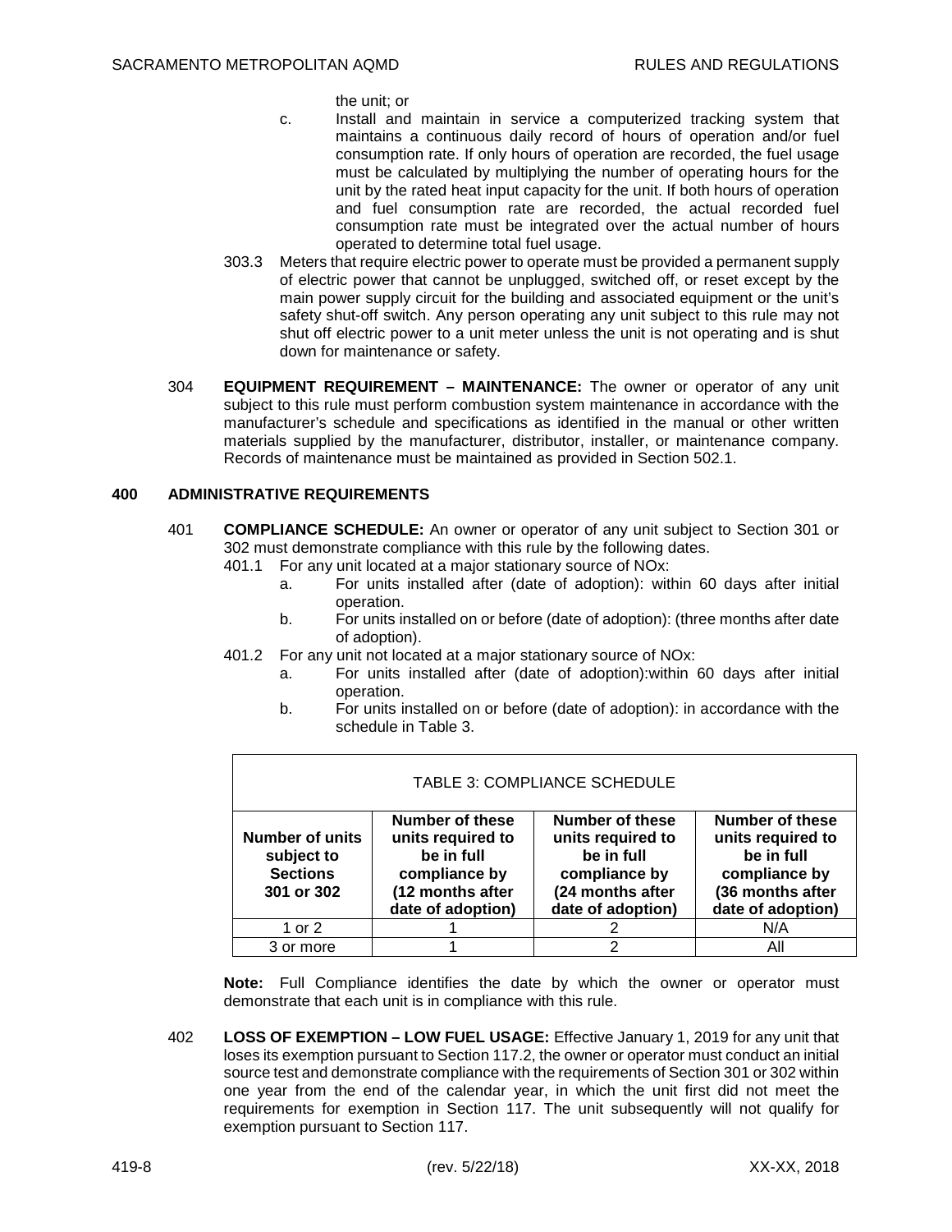the unit; or

c. Install and maintain in service a computerized tracking system that maintains a continuous daily record of hours of operation and/or fuel consumption rate. If only hours of operation are recorded, the fuel usage must be calculated by multiplying the number of operating hours for the unit by the rated heat input capacity for the unit. If both hours of operation and fuel consumption rate are recorded, the actual recorded fuel consumption rate must be integrated over the actual number of hours operated to determine total fuel usage.

303.3 Meters that require electric power to operate must be provided a permanent supply of electric power that cannot be unplugged, switched off, or reset except by the main power supply circuit for the building and associated equipment or the unit's safety shut-off switch. Any person operating any unit subject to this rule may not shut off electric power to a unit meter unless the unit is not operating and is shut down for maintenance or safety.

304 **EQUIPMENT REQUIREMENT – MAINTENANCE:** The owner or operator of any unit subject to this rule must perform combustion system maintenance in accordance with the manufacturer's schedule and specifications as identified in the manual or other written materials supplied by the manufacturer, distributor, installer, or maintenance company. Records of maintenance must be maintained as provided in Section 502.1.

## 400 ADMINISTRATIVE REQUIREMENTS

401 **COMPLIANCE SCHEDULE:** An owner or operator of any unit subject to Section 301 or 302 must demonstrate compliance with this rule by the following dates.

401.1 For any unit located at a major stationary source of NOx:

a. For units installed after (date of adoption): within 60 days after initial operation.

b. For units installed on or before (date of adoption): (three months after date of adoption).

401.2 For any unit not located at a major stationary source of NOx:

a. For units installed after (date of adoption):within 60 days after initial operation.

b. For units installed on or before (date of adoption): in accordance with the schedule in Table 3.

TABLE 3: COMPLIANCE SCHEDULE

| Number of units subject to Sections 301 or 302 | Number of these units required to be in full compliance by (12 months after date of adoption) | Number of these units required to be in full compliance by (24 months after date of adoption) | Number of these units required to be in full compliance by (36 months after date of adoption) |
|---|---|---|---|
| 1 or 2 | 1 | 2 | N/A |
| 3 or more | 1 | 2 | All |

**Note:** Full Compliance identifies the date by which the owner or operator must demonstrate that each unit is in compliance with this rule.

402 **LOSS OF EXEMPTION – LOW FUEL USAGE:** Effective January 1, 2019 for any unit that loses its exemption pursuant to Section 117.2, the owner or operator must conduct an initial source test and demonstrate compliance with the requirements of Section 301 or 302 within one year from the end of the calendar year, in which the unit first did not meet the requirements for exemption in Section 117. The unit subsequently will not qualify for exemption pursuant to Section 117.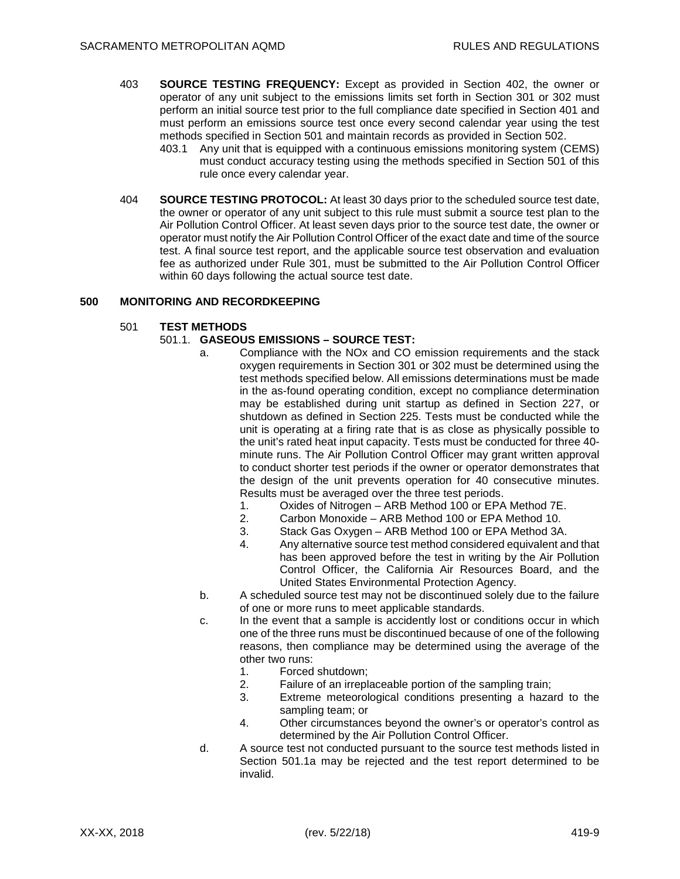403 **SOURCE TESTING FREQUENCY:** Except as provided in Section 402, the owner or operator of any unit subject to the emissions limits set forth in Section 301 or 302 must perform an initial source test prior to the full compliance date specified in Section 401 and must perform an emissions source test once every second calendar year using the test methods specified in Section 501 and maintain records as provided in Section 502.

403.1 Any unit that is equipped with a continuous emissions monitoring system (CEMS) must conduct accuracy testing using the methods specified in Section 501 of this rule once every calendar year.

404 **SOURCE TESTING PROTOCOL:** At least 30 days prior to the scheduled source test date, the owner or operator of any unit subject to this rule must submit a source test plan to the Air Pollution Control Officer. At least seven days prior to the source test date, the owner or operator must notify the Air Pollution Control Officer of the exact date and time of the source test. A final source test report, and the applicable source test observation and evaluation fee as authorized under Rule 301, must be submitted to the Air Pollution Control Officer within 60 days following the actual source test date.

## 500 MONITORING AND RECORDKEEPING

### 501 TEST METHODS

#### 501.1. GASEOUS EMISSIONS – SOURCE TEST:

a. Compliance with the NOx and CO emission requirements and the stack oxygen requirements in Section 301 or 302 must be determined using the test methods specified below. All emissions determinations must be made in the as-found operating condition, except no compliance determination may be established during unit startup as defined in Section 227, or shutdown as defined in Section 225. Tests must be conducted while the unit is operating at a firing rate that is as close as physically possible to the unit's rated heat input capacity. Tests must be conducted for three 40-minute runs. The Air Pollution Control Officer may grant written approval to conduct shorter test periods if the owner or operator demonstrates that the design of the unit prevents operation for 40 consecutive minutes. Results must be averaged over the three test periods.

1. Oxides of Nitrogen – ARB Method 100 or EPA Method 7E.
2. Carbon Monoxide – ARB Method 100 or EPA Method 10.
3. Stack Gas Oxygen – ARB Method 100 or EPA Method 3A.
4. Any alternative source test method considered equivalent and that has been approved before the test in writing by the Air Pollution Control Officer, the California Air Resources Board, and the United States Environmental Protection Agency.

b. A scheduled source test may not be discontinued solely due to the failure of one or more runs to meet applicable standards.

c. In the event that a sample is accidently lost or conditions occur in which one of the three runs must be discontinued because of one of the following reasons, then compliance may be determined using the average of the other two runs:

1. Forced shutdown;
2. Failure of an irreplaceable portion of the sampling train;
3. Extreme meteorological conditions presenting a hazard to the sampling team; or
4. Other circumstances beyond the owner's or operator's control as determined by the Air Pollution Control Officer.

d. A source test not conducted pursuant to the source test methods listed in Section 501.1a may be rejected and the test report determined to be invalid.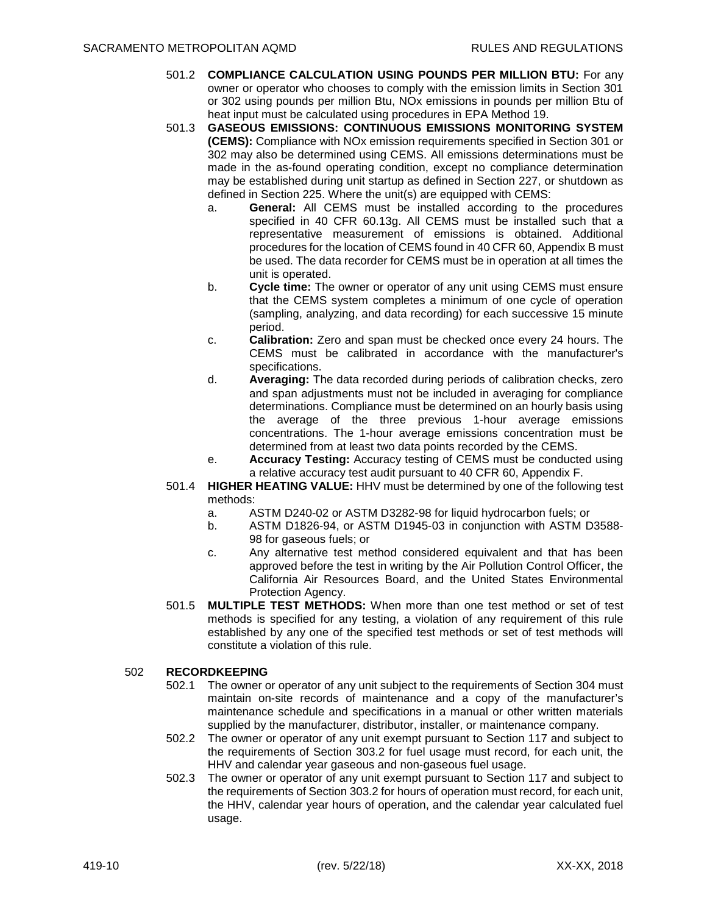501.2 **COMPLIANCE CALCULATION USING POUNDS PER MILLION BTU:** For any owner or operator who chooses to comply with the emission limits in Section 301 or 302 using pounds per million Btu, NOx emissions in pounds per million Btu of heat input must be calculated using procedures in EPA Method 19.

501.3 **GASEOUS EMISSIONS: CONTINUOUS EMISSIONS MONITORING SYSTEM (CEMS):** Compliance with NOx emission requirements specified in Section 301 or 302 may also be determined using CEMS. All emissions determinations must be made in the as-found operating condition, except no compliance determination may be established during unit startup as defined in Section 227, or shutdown as defined in Section 225. Where the unit(s) are equipped with CEMS:

a. **General:** All CEMS must be installed according to the procedures specified in 40 CFR 60.13g. All CEMS must be installed such that a representative measurement of emissions is obtained. Additional procedures for the location of CEMS found in 40 CFR 60, Appendix B must be used. The data recorder for CEMS must be in operation at all times the unit is operated.

b. **Cycle time:** The owner or operator of any unit using CEMS must ensure that the CEMS system completes a minimum of one cycle of operation (sampling, analyzing, and data recording) for each successive 15 minute period.

c. **Calibration:** Zero and span must be checked once every 24 hours. The CEMS must be calibrated in accordance with the manufacturer's specifications.

d. **Averaging:** The data recorded during periods of calibration checks, zero and span adjustments must not be included in averaging for compliance determinations. Compliance must be determined on an hourly basis using the average of the three previous 1-hour average emissions concentrations. The 1-hour average emissions concentration must be determined from at least two data points recorded by the CEMS.

e. **Accuracy Testing:** Accuracy testing of CEMS must be conducted using a relative accuracy test audit pursuant to 40 CFR 60, Appendix F.

501.4 **HIGHER HEATING VALUE:** HHV must be determined by one of the following test methods:

a. ASTM D240-02 or ASTM D3282-98 for liquid hydrocarbon fuels; or

b. ASTM D1826-94, or ASTM D1945-03 in conjunction with ASTM D3588-98 for gaseous fuels; or

c. Any alternative test method considered equivalent and that has been approved before the test in writing by the Air Pollution Control Officer, the California Air Resources Board, and the United States Environmental Protection Agency.

501.5 **MULTIPLE TEST METHODS:** When more than one test method or set of test methods is specified for any testing, a violation of any requirement of this rule established by any one of the specified test methods or set of test methods will constitute a violation of this rule.

## 502 RECORDKEEPING

502.1 The owner or operator of any unit subject to the requirements of Section 304 must maintain on-site records of maintenance and a copy of the manufacturer's maintenance schedule and specifications in a manual or other written materials supplied by the manufacturer, distributor, installer, or maintenance company.

502.2 The owner or operator of any unit exempt pursuant to Section 117 and subject to the requirements of Section 303.2 for fuel usage must record, for each unit, the HHV and calendar year gaseous and non-gaseous fuel usage.

502.3 The owner or operator of any unit exempt pursuant to Section 117 and subject to the requirements of Section 303.2 for hours of operation must record, for each unit, the HHV, calendar year hours of operation, and the calendar year calculated fuel usage.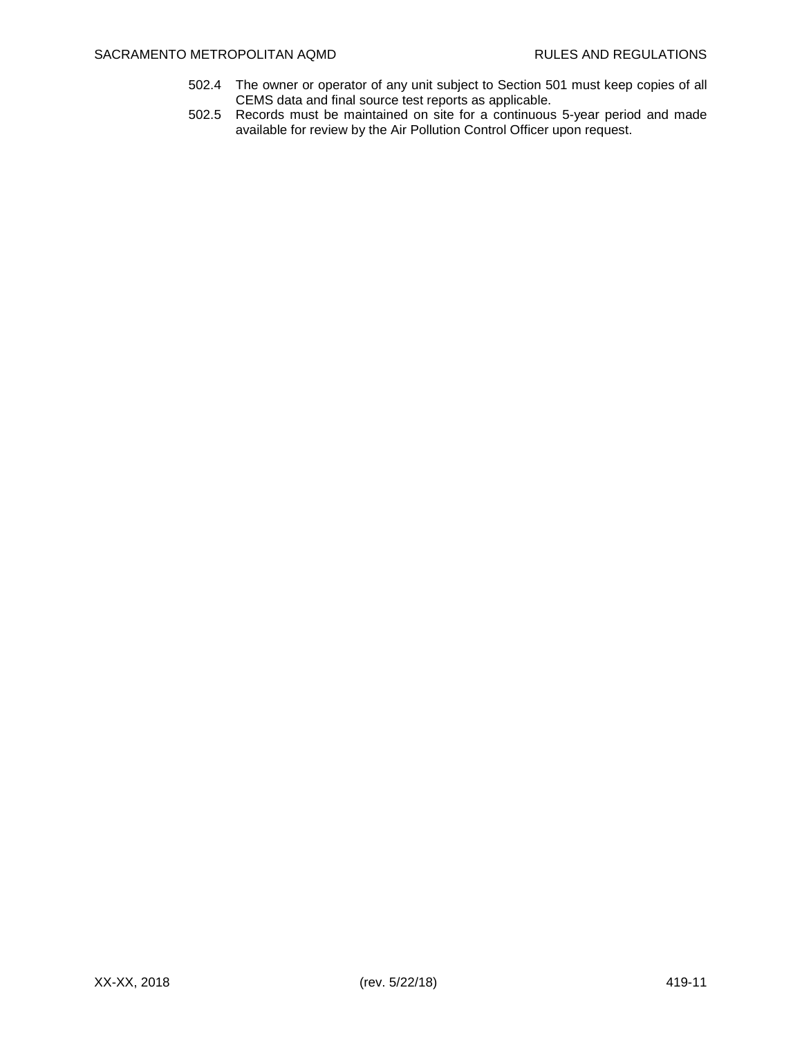502.4 The owner or operator of any unit subject to Section 501 must keep copies of all CEMS data and final source test reports as applicable.

502.5 Records must be maintained on site for a continuous 5-year period and made available for review by the Air Pollution Control Officer upon request.